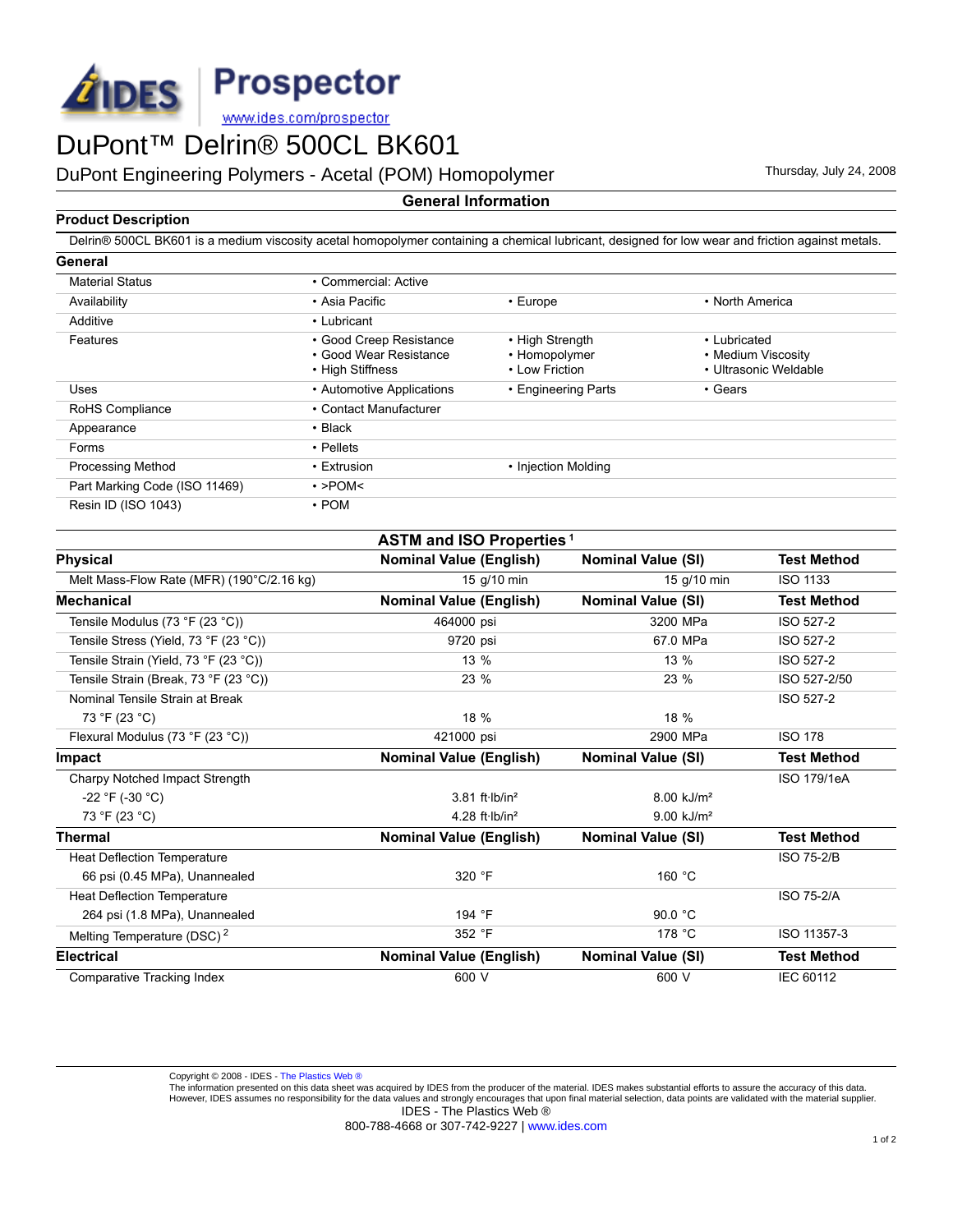IDES Prospector

www.ides.com/prospector

# DuPont™ Delrin® 500CL BK601

DuPont Engineering Polymers - Acetal (POM) Homopolymer

Thursday, July 24, 2008

## General Information

### Product Description

Delrin® 500CL BK601 is a medium viscosity acetal homopolymer containing a chemical lubricant, designed for low wear and friction against metals.

### General

| | | | |
|---|---|---|---|
| Material Status | • Commercial: Active | | |
| Availability | • Asia Pacific | • Europe | • North America |
| Additive | • Lubricant | | |
| Features | • Good Creep Resistance<br>• Good Wear Resistance<br>• High Stiffness | • High Strength<br>• Homopolymer<br>• Low Friction | • Lubricated<br>• Medium Viscosity<br>• Ultrasonic Weldable |
| Uses | • Automotive Applications | • Engineering Parts | • Gears |
| RoHS Compliance | • Contact Manufacturer | | |
| Appearance | • Black | | |
| Forms | • Pellets | | |
| Processing Method | • Extrusion | • Injection Molding | |
| Part Marking Code (ISO 11469) | • >POM< | | |
| Resin ID (ISO 1043) | • POM | | |

## ASTM and ISO Properties [1]

| Physical | Nominal Value (English) | Nominal Value (SI) | Test Method |
|---|---|---|---|
| Melt Mass-Flow Rate (MFR) (190°C/2.16 kg) | 15 g/10 min | 15 g/10 min | ISO 1133 |
| **Mechanical** | **Nominal Value (English)** | **Nominal Value (SI)** | **Test Method** |
| Tensile Modulus (73 °F (23 °C)) | 464000 psi | 3200 MPa | ISO 527-2 |
| Tensile Stress (Yield, 73 °F (23 °C)) | 9720 psi | 67.0 MPa | ISO 527-2 |
| Tensile Strain (Yield, 73 °F (23 °C)) | 13 % | 13 % | ISO 527-2 |
| Tensile Strain (Break, 73 °F (23 °C)) | 23 % | 23 % | ISO 527-2/50 |
| Nominal Tensile Strain at Break | | | ISO 527-2 |
| 73 °F (23 °C) | 18 % | 18 % | |
| Flexural Modulus (73 °F (23 °C)) | 421000 psi | 2900 MPa | ISO 178 |
| **Impact** | **Nominal Value (English)** | **Nominal Value (SI)** | **Test Method** |
| Charpy Notched Impact Strength | | | ISO 179/1eA |
| -22 °F (-30 °C) | 3.81 ft·lb/in² | 8.00 kJ/m² | |
| 73 °F (23 °C) | 4.28 ft·lb/in² | 9.00 kJ/m² | |
| **Thermal** | **Nominal Value (English)** | **Nominal Value (SI)** | **Test Method** |
| Heat Deflection Temperature | | | ISO 75-2/B |
| 66 psi (0.45 MPa), Unannealed | 320 °F | 160 °C | |
| Heat Deflection Temperature | | | ISO 75-2/A |
| 264 psi (1.8 MPa), Unannealed | 194 °F | 90.0 °C | |
| Melting Temperature (DSC) [2] | 352 °F | 178 °C | ISO 11357-3 |
| **Electrical** | **Nominal Value (English)** | **Nominal Value (SI)** | **Test Method** |
| Comparative Tracking Index | 600 V | 600 V | IEC 60112 |

Copyright © 2008 - IDES - The Plastics Web ®

The information presented on this data sheet was acquired by IDES from the producer of the material. IDES makes substantial efforts to assure the accuracy of this data. However, IDES assumes no responsibility for the data values and strongly encourages that upon final material selection, data points are validated with the material supplier.

IDES - The Plastics Web ®

800-788-4668 or 307-742-9227 | www.ides.com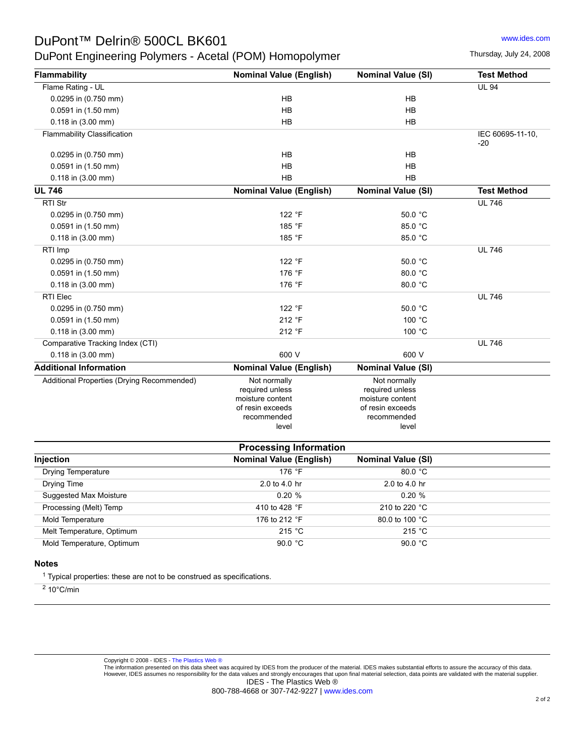# DuPont™ Delrin® 500CL BK601

## DuPont Engineering Polymers - Acetal (POM) Homopolymer

| Flammability | Nominal Value (English) | Nominal Value (SI) | Test Method |
|---|---|---|---|
| Flame Rating - UL | | | UL 94 |
| 0.0295 in (0.750 mm) | HB | HB | |
| 0.0591 in (1.50 mm) | HB | HB | |
| 0.118 in (3.00 mm) | HB | HB | |
| Flammability Classification | | | IEC 60695-11-10, -20 |
| 0.0295 in (0.750 mm) | HB | HB | |
| 0.0591 in (1.50 mm) | HB | HB | |
| 0.118 in (3.00 mm) | HB | HB | |

| UL 746 | Nominal Value (English) | Nominal Value (SI) | Test Method |
|---|---|---|---|
| RTI Str | | | UL 746 |
| 0.0295 in (0.750 mm) | 122 °F | 50.0 °C | |
| 0.0591 in (1.50 mm) | 185 °F | 85.0 °C | |
| 0.118 in (3.00 mm) | 185 °F | 85.0 °C | |
| RTI Imp | | | UL 746 |
| 0.0295 in (0.750 mm) | 122 °F | 50.0 °C | |
| 0.0591 in (1.50 mm) | 176 °F | 80.0 °C | |
| 0.118 in (3.00 mm) | 176 °F | 80.0 °C | |
| RTI Elec | | | UL 746 |
| 0.0295 in (0.750 mm) | 122 °F | 50.0 °C | |
| 0.0591 in (1.50 mm) | 212 °F | 100 °C | |
| 0.118 in (3.00 mm) | 212 °F | 100 °C | |
| Comparative Tracking Index (CTI) | | | UL 746 |
| 0.118 in (3.00 mm) | 600 V | 600 V | |

| Additional Information | Nominal Value (English) | Nominal Value (SI) |
|---|---|---|
| Additional Properties (Drying Recommended) | Not normally required unless moisture content of resin exceeds recommended level | Not normally required unless moisture content of resin exceeds recommended level |

## Processing Information

| Injection | Nominal Value (English) | Nominal Value (SI) |
|---|---|---|
| Drying Temperature | 176 °F | 80.0 °C |
| Drying Time | 2.0 to 4.0 hr | 2.0 to 4.0 hr |
| Suggested Max Moisture | 0.20 % | 0.20 % |
| Processing (Melt) Temp | 410 to 428 °F | 210 to 220 °C |
| Mold Temperature | 176 to 212 °F | 80.0 to 100 °C |
| Melt Temperature, Optimum | 215 °C | 215 °C |
| Mold Temperature, Optimum | 90.0 °C | 90.0 °C |

### Notes

[1] Typical properties: these are not to be construed as specifications.

[2] 10°C/min

Copyright © 2008 - IDES - The Plastics Web ®
The information presented on this data sheet was acquired by IDES from the producer of the material. IDES makes substantial efforts to assure the accuracy of this data. However, IDES assumes no responsibility for the data values and strongly encourages that upon final material selection, data points are validated with the material supplier.
IDES - The Plastics Web ®
800-788-4668 or 307-742-9227 | www.ides.com